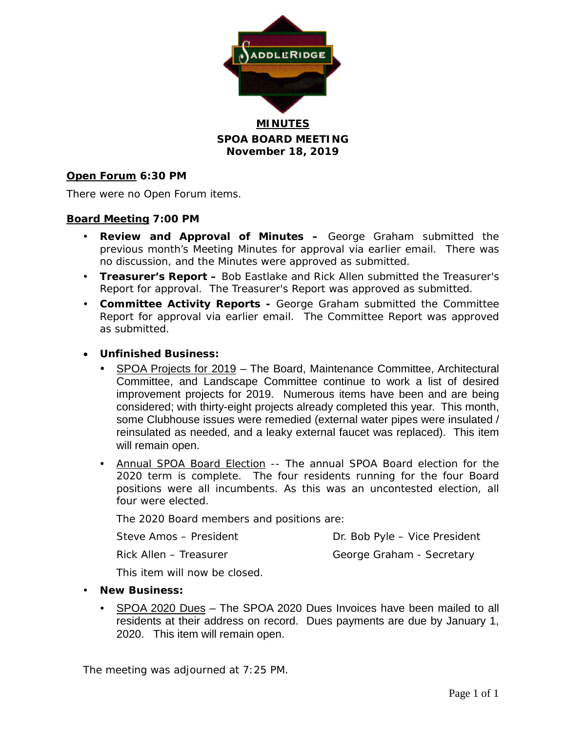# MINUTES

## SPOA BOARD MEETING
## November 18, 2019

**Open Forum 6:30 PM**

There were no Open Forum items.

**Board Meeting 7:00 PM**

- **Review and Approval of Minutes –** George Graham submitted the previous month's Meeting Minutes for approval via earlier email. There was no discussion, and the Minutes were approved as submitted.
- **Treasurer's Report –** Bob Eastlake and Rick Allen submitted the Treasurer's Report for approval. The Treasurer's Report was approved as submitted.
- **Committee Activity Reports -** George Graham submitted the Committee Report for approval via earlier email. The Committee Report was approved as submitted.

- **Unfinished Business:**
  - SPOA Projects for 2019 – The Board, Maintenance Committee, Architectural Committee, and Landscape Committee continue to work a list of desired improvement projects for 2019. Numerous items have been and are being considered; with thirty-eight projects already completed this year. This month, some Clubhouse issues were remedied (external water pipes were insulated / reinsulated as needed, and a leaky external faucet was replaced). This item will remain open.
  - Annual SPOA Board Election -- The annual SPOA Board election for the 2020 term is complete. The four residents running for the four Board positions were all incumbents. As this was an uncontested election, all four were elected.

    The 2020 Board members and positions are:

    Steve Amos – President
    Dr. Bob Pyle – Vice President
    Rick Allen – Treasurer
    George Graham - Secretary

    This item will now be closed.

- **New Business:**
  - SPOA 2020 Dues – The SPOA 2020 Dues Invoices have been mailed to all residents at their address on record. Dues payments are due by January 1, 2020. This item will remain open.

The meeting was adjourned at 7:25 PM.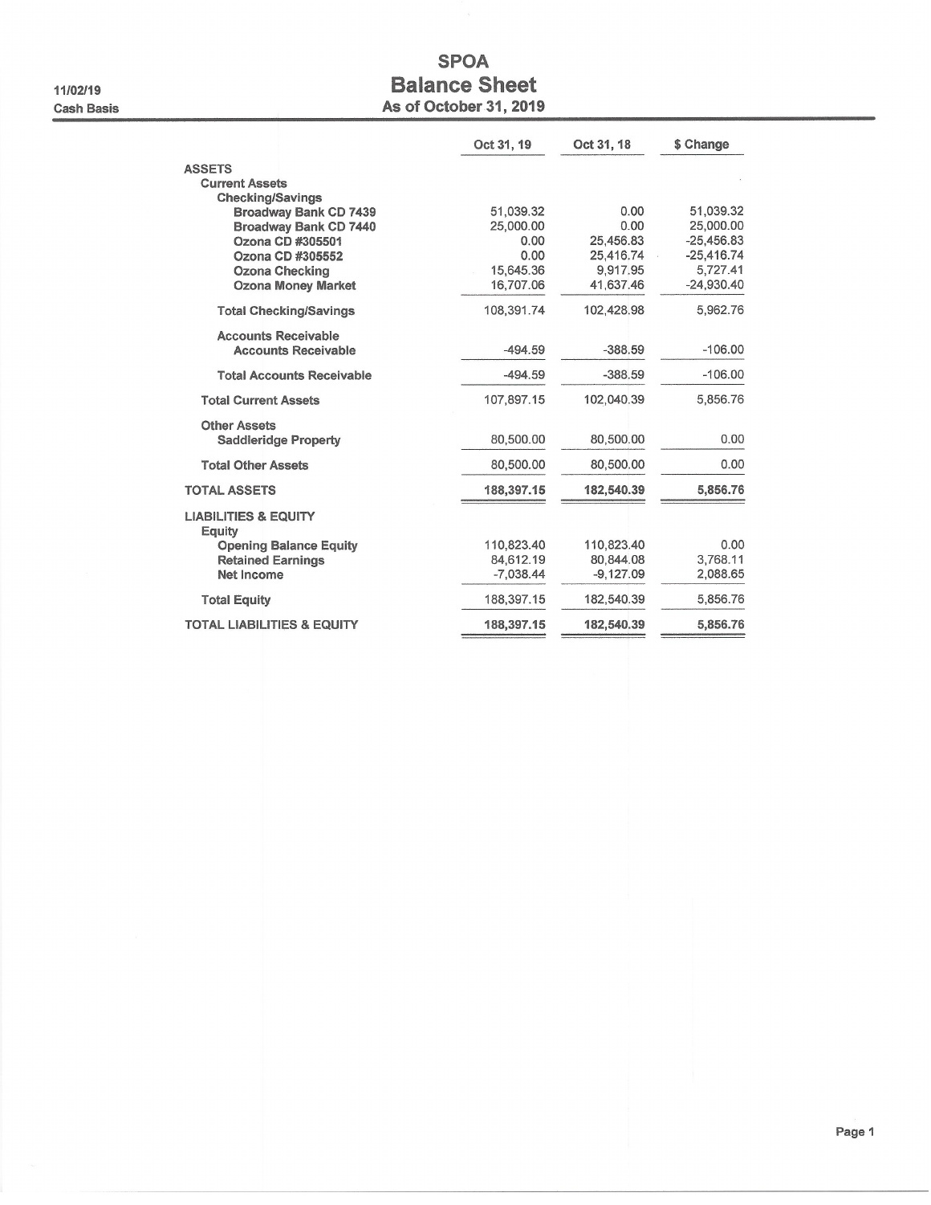# SPOA

## Balance Sheet

### As of October 31, 2019

11/02/19

Cash Basis

| | Oct 31, 19 | Oct 31, 18 | $ Change |
|---|---|---|---|
| **ASSETS** | | | |
| **Current Assets** | | | |
| **Checking/Savings** | | | |
| **Broadway Bank CD 7439** | 51,039.32 | 0.00 | 51,039.32 |
| **Broadway Bank CD 7440** | 25,000.00 | 0.00 | 25,000.00 |
| **Ozona CD #305501** | 0.00 | 25,456.83 | -25,456.83 |
| **Ozona CD #305552** | 0.00 | 25,416.74 | -25,416.74 |
| **Ozona Checking** | 15,645.36 | 9,917.95 | 5,727.41 |
| **Ozona Money Market** | 16,707.06 | 41,637.46 | -24,930.40 |
| **Total Checking/Savings** | 108,391.74 | 102,428.98 | 5,962.76 |
| **Accounts Receivable** | | | |
| **Accounts Receivable** | -494.59 | -388.59 | -106.00 |
| **Total Accounts Receivable** | -494.59 | -388.59 | -106.00 |
| **Total Current Assets** | 107,897.15 | 102,040.39 | 5,856.76 |
| **Other Assets** | | | |
| **Saddleridge Property** | 80,500.00 | 80,500.00 | 0.00 |
| **Total Other Assets** | 80,500.00 | 80,500.00 | 0.00 |
| **TOTAL ASSETS** | **188,397.15** | **182,540.39** | **5,856.76** |
| **LIABILITIES & EQUITY** | | | |
| **Equity** | | | |
| **Opening Balance Equity** | 110,823.40 | 110,823.40 | 0.00 |
| **Retained Earnings** | 84,612.19 | 80,844.08 | 3,768.11 |
| **Net Income** | -7,038.44 | -9,127.09 | 2,088.65 |
| **Total Equity** | 188,397.15 | 182,540.39 | 5,856.76 |
| **TOTAL LIABILITIES & EQUITY** | **188,397.15** | **182,540.39** | **5,856.76** |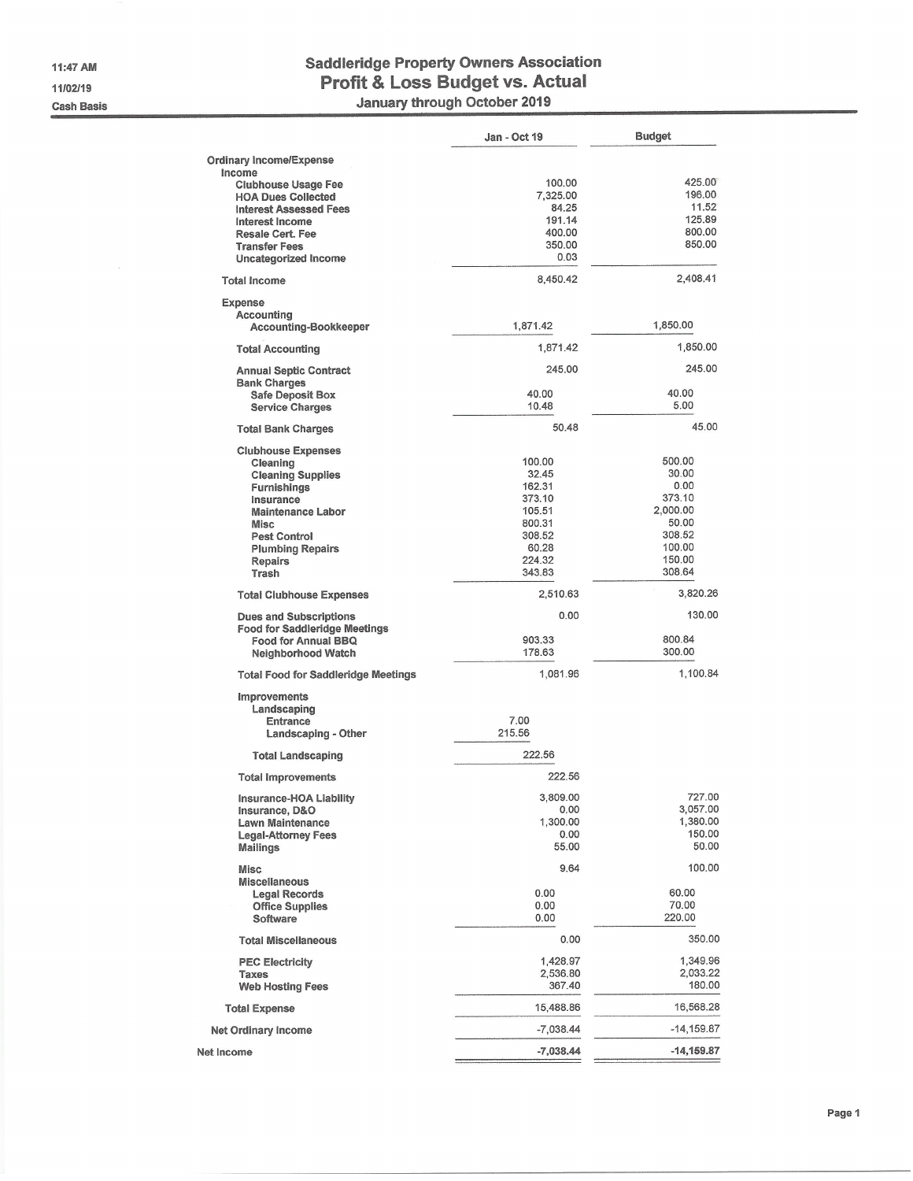11:47 AM
11/02/19
Cash Basis

# Saddleridge Property Owners Association
## Profit & Loss Budget vs. Actual
### January through October 2019

| | Jan - Oct 19 | Budget |
|---|---|---|
| **Ordinary Income/Expense** | | |
| **Income** | | |
| Clubhouse Usage Fee | 100.00 | 425.00 |
| HOA Dues Collected | 7,325.00 | 196.00 |
| Interest Assessed Fees | 84.25 | 11.52 |
| Interest Income | 191.14 | 125.89 |
| Resale Cert. Fee | 400.00 | 800.00 |
| Transfer Fees | 350.00 | 850.00 |
| Uncategorized Income | 0.03 | |
| **Total Income** | 8,450.42 | 2,408.41 |
| **Expense** | | |
| Accounting | | |
| Accounting-Bookkeeper | 1,871.42 | 1,850.00 |
| **Total Accounting** | 1,871.42 | 1,850.00 |
| Annual Septic Contract | 245.00 | 245.00 |
| Bank Charges | | |
| Safe Deposit Box | 40.00 | 40.00 |
| Service Charges | 10.48 | 5.00 |
| **Total Bank Charges** | 50.48 | 45.00 |
| Clubhouse Expenses | | |
| Cleaning | 100.00 | 500.00 |
| Cleaning Supplies | 32.45 | 30.00 |
| Furnishings | 162.31 | 0.00 |
| Insurance | 373.10 | 373.10 |
| Maintenance Labor | 105.51 | 2,000.00 |
| Misc | 800.31 | 50.00 |
| Pest Control | 308.52 | 308.52 |
| Plumbing Repairs | 60.28 | 100.00 |
| Repairs | 224.32 | 150.00 |
| Trash | 343.83 | 308.64 |
| **Total Clubhouse Expenses** | 2,510.63 | 3,820.26 |
| Dues and Subscriptions | 0.00 | 130.00 |
| Food for Saddleridge Meetings | | |
| Food for Annual BBQ | 903.33 | 800.84 |
| Neighborhood Watch | 178.63 | 300.00 |
| **Total Food for Saddleridge Meetings** | 1,081.96 | 1,100.84 |
| Improvements | | |
| Landscaping | | |
| Entrance | 7.00 | |
| Landscaping - Other | 215.56 | |
| **Total Landscaping** | 222.56 | |
| **Total Improvements** | 222.56 | |
| Insurance-HOA Liability | 3,809.00 | 727.00 |
| Insurance, D&O | 0.00 | 3,057.00 |
| Lawn Maintenance | 1,300.00 | 1,380.00 |
| Legal-Attorney Fees | 0.00 | 150.00 |
| Mailings | 55.00 | 50.00 |
| Misc | 9.64 | 100.00 |
| Miscellaneous | | |
| Legal Records | 0.00 | 60.00 |
| Office Supplies | 0.00 | 70.00 |
| Software | 0.00 | 220.00 |
| **Total Miscellaneous** | 0.00 | 350.00 |
| PEC Electricity | 1,428.97 | 1,349.96 |
| Taxes | 2,536.80 | 2,033.22 |
| Web Hosting Fees | 367.40 | 180.00 |
| **Total Expense** | 15,488.86 | 16,568.28 |
| **Net Ordinary Income** | -7,038.44 | -14,159.87 |
| **Net Income** | **-7,038.44** | **-14,159.87** |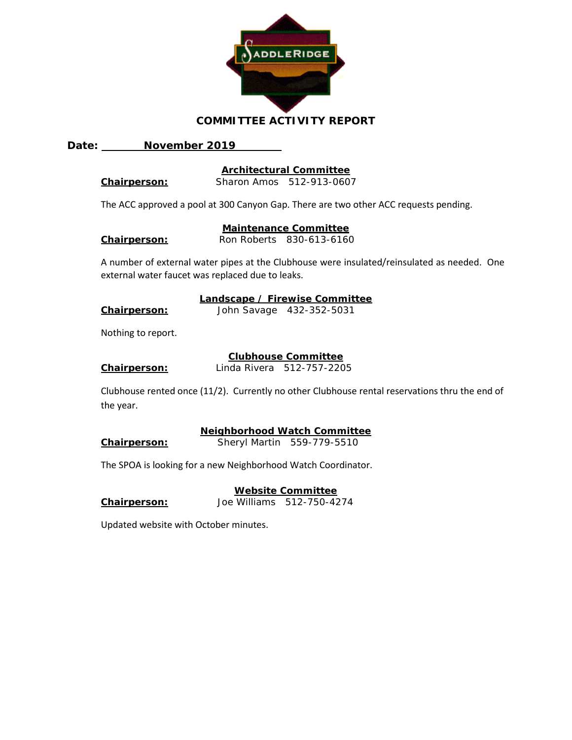# COMMITTEE ACTIVITY REPORT

**Date: November 2019**

## Architectural Committee

**Chairperson:** Sharon Amos 512-913-0607

The ACC approved a pool at 300 Canyon Gap. There are two other ACC requests pending.

## Maintenance Committee

**Chairperson:** Ron Roberts 830-613-6160

A number of external water pipes at the Clubhouse were insulated/reinsulated as needed. One external water faucet was replaced due to leaks.

## Landscape / Firewise Committee

**Chairperson:** John Savage 432-352-5031

Nothing to report.

## Clubhouse Committee

**Chairperson:** Linda Rivera 512-757-2205

Clubhouse rented once (11/2). Currently no other Clubhouse rental reservations thru the end of the year.

## Neighborhood Watch Committee

**Chairperson:** Sheryl Martin 559-779-5510

The SPOA is looking for a new Neighborhood Watch Coordinator.

## Website Committee

**Chairperson:** Joe Williams 512-750-4274

Updated website with October minutes.